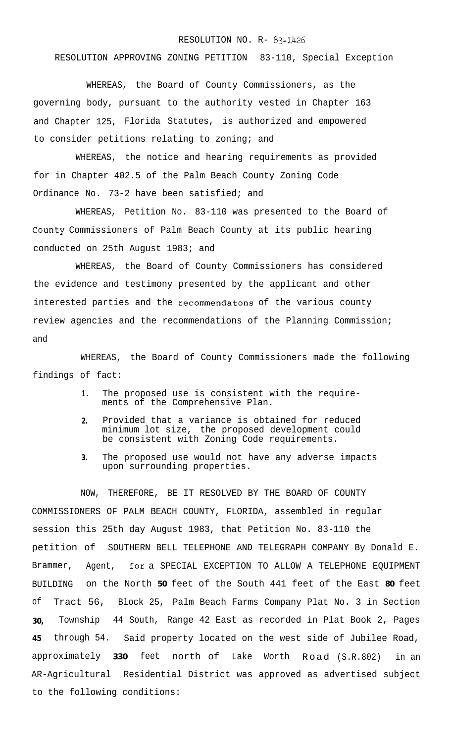RESOLUTION NO. R- 83-1426

RESOLUTION APPROVING ZONING PETITION 83-110, Special Exception

WHEREAS, the Board of County Commissioners, as the governing body, pursuant to the authority vested in Chapter 163 and Chapter 125, Florida Statutes, is authorized and empowered to consider petitions relating to zoning; and

WHEREAS, the notice and hearing requirements as provided for in Chapter 402.5 of the Palm Beach County Zoning Code Ordinance No. 73-2 have been satisfied; and

WHEREAS, Petition No. 83-110 was presented to the Board of County Commissioners of Palm Beach County at its public hearing conducted on 25th August 1983; and

WHEREAS, the Board of County Commissioners has considered the evidence and testimony presented by the applicant and other interested parties and the recommendatons of the various county review agencies and the recommendations of the Planning Commission; and

WHEREAS, the Board of County Commissioners made the following findings of fact:

1. The proposed use is consistent with the requirements of the Comprehensive Plan.
2. Provided that a variance is obtained for reduced minimum lot size, the proposed development could be consistent with Zoning Code requirements.
3. The proposed use would not have any adverse impacts upon surrounding properties.

NOW, THEREFORE, BE IT RESOLVED BY THE BOARD OF COUNTY COMMISSIONERS OF PALM BEACH COUNTY, FLORIDA, assembled in regular session this 25th day August 1983, that Petition No. 83-110 the petition of SOUTHERN BELL TELEPHONE AND TELEGRAPH COMPANY By Donald E. Brammer, Agent, for a SPECIAL EXCEPTION TO ALLOW A TELEPHONE EQUIPMENT BUILDING on the North 50 feet of the South 441 feet of the East 80 feet of Tract 56, Block 25, Palm Beach Farms Company Plat No. 3 in Section 30, Township 44 South, Range 42 East as recorded in Plat Book 2, Pages 45 through 54. Said property located on the west side of Jubilee Road, approximately 330 feet north of Lake Worth Road (S.R.802) in an AR-Agricultural Residential District was approved as advertised subject to the following conditions: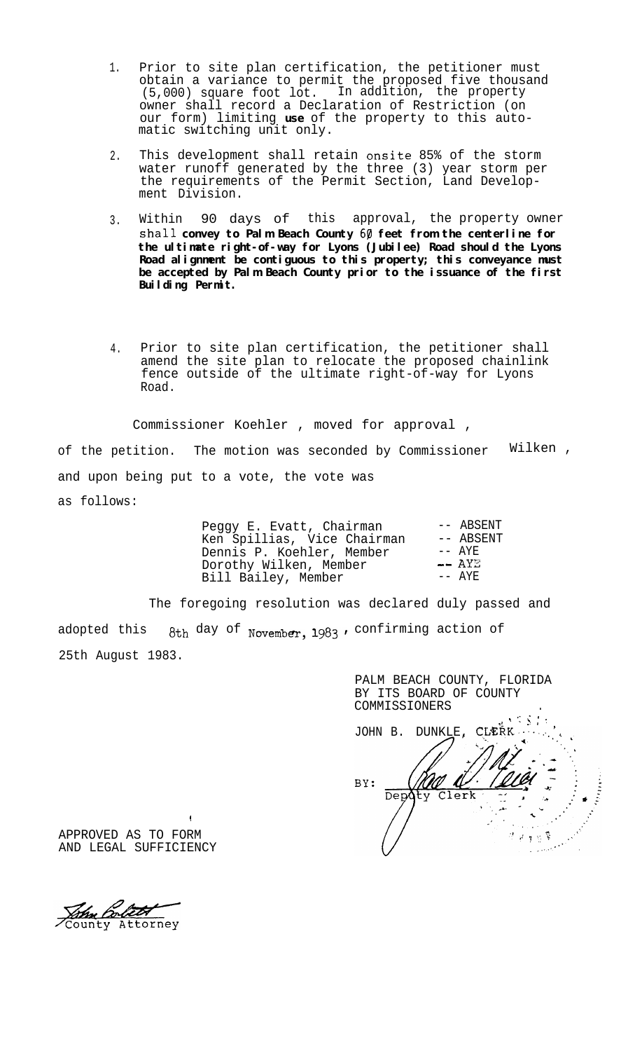1. Prior to site plan certification, the petitioner must obtain a variance to permit the proposed five thousand (5,000) square foot lot. In addition, the property owner shall record a Declaration of Restriction (on our form) limiting **use** of the property to this automatic switching unit only.

2. This development shall retain onsite 85% of the storm water runoff generated by the three (3) year storm per the requirements of the Permit Section, Land Development Division.

3. Within 90 days of this approval, the property owner shall **convey to Palm Beach County 60 feet from the centerline for the ultimate right-of-way for Lyons (Jubilee) Road should the Lyons Road alignment be contiguous to this property; this conveyance must be accepted by Palm Beach County prior to the issuance of the first Building Permit.**

4. Prior to site plan certification, the petitioner shall amend the site plan to relocate the proposed chainlink fence outside of the ultimate right-of-way for Lyons Road.

Commissioner Koehler , moved for approval , of the petition. The motion was seconded by Commissioner Wilken , and upon being put to a vote, the vote was as follows:

| | |
|---|---|
| Peggy E. Evatt, Chairman | -- ABSENT |
| Ken Spillias, Vice Chairman | -- ABSENT |
| Dennis P. Koehler, Member | -- AYE |
| Dorothy Wilken, Member | -- AYE |
| Bill Bailey, Member | -- AYE |

The foregoing resolution was declared duly passed and adopted this 8th day of November, 1983 , confirming action of 25th August 1983.

PALM BEACH COUNTY, FLORIDA
BY ITS BOARD OF COUNTY COMMISSIONERS

JOHN B. DUNKLE, CLERK

BY: Deputy Clerk

APPROVED AS TO FORM
AND LEGAL SUFFICIENCY

County Attorney